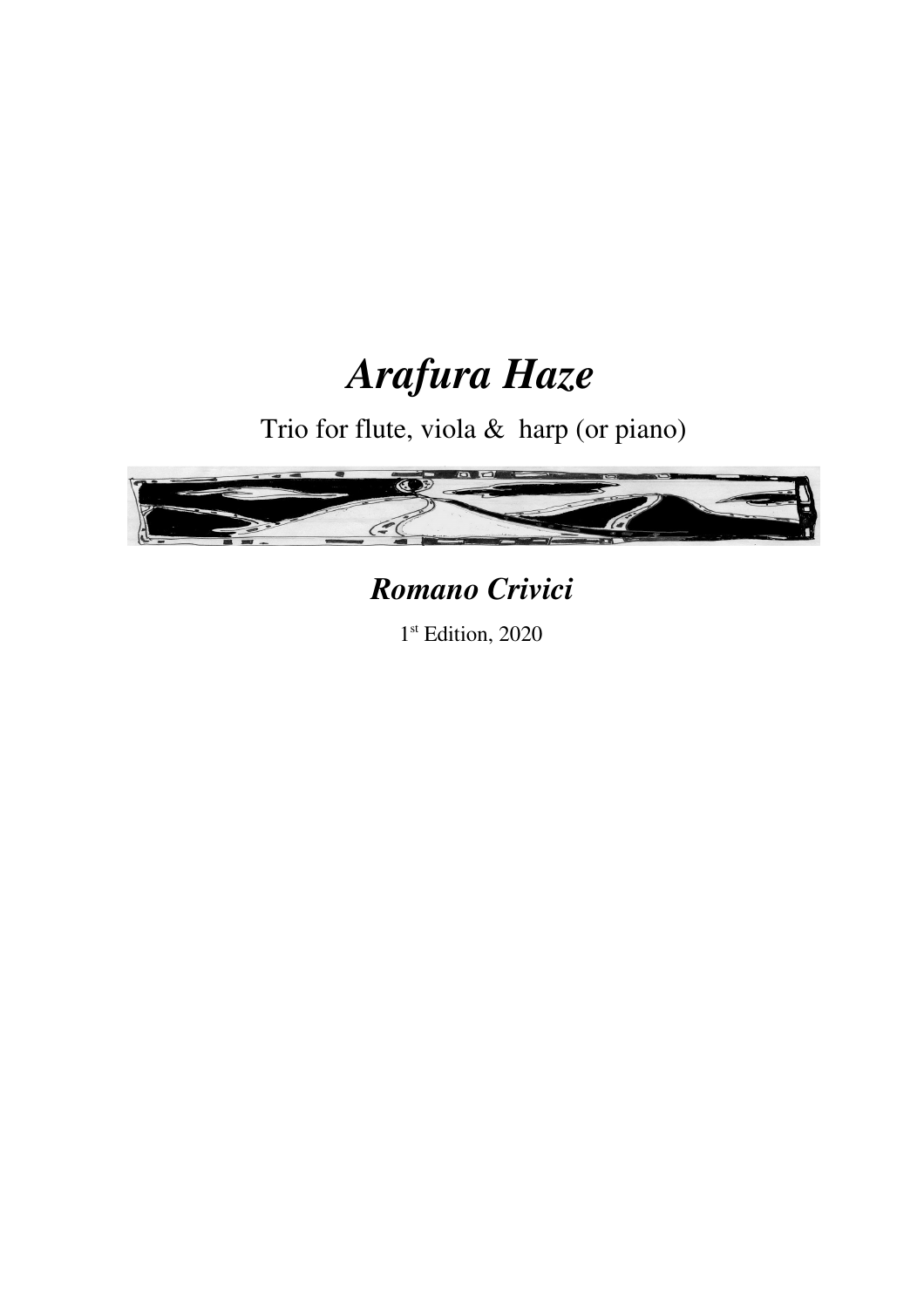# *Arafura Haze*

Trio for flute, viola & harp (or piano)

## *Romano Crivici*

1st Edition, 2020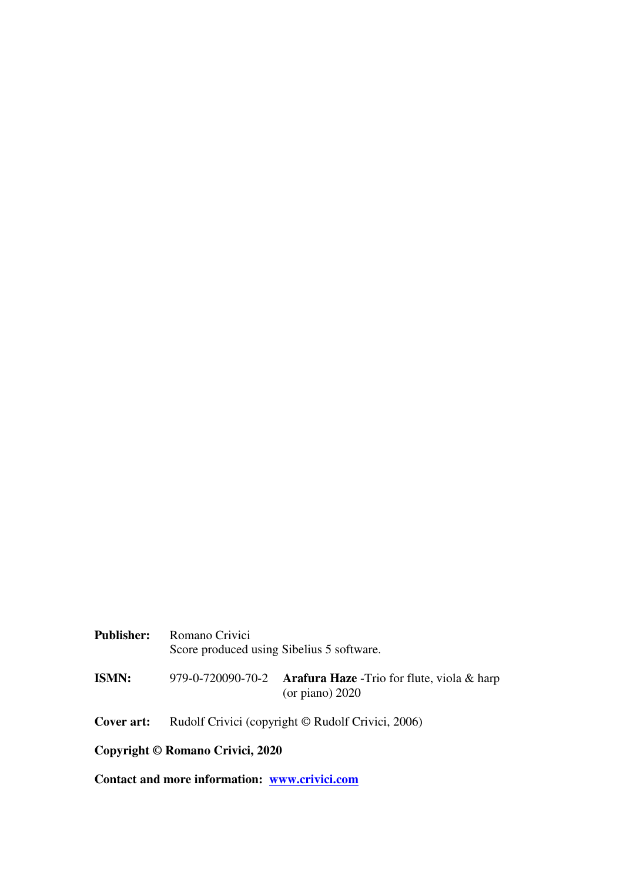**Publisher:** Romano Crivici
Score produced using Sibelius 5 software.

**ISMN:** 979-0-720090-70-2 **Arafura Haze** -Trio for flute, viola & harp (or piano) 2020

**Cover art:** Rudolf Crivici (copyright © Rudolf Crivici, 2006)

**Copyright © Romano Crivici, 2020**

**Contact and more information:** [www.crivici.com](http://www.crivici.com)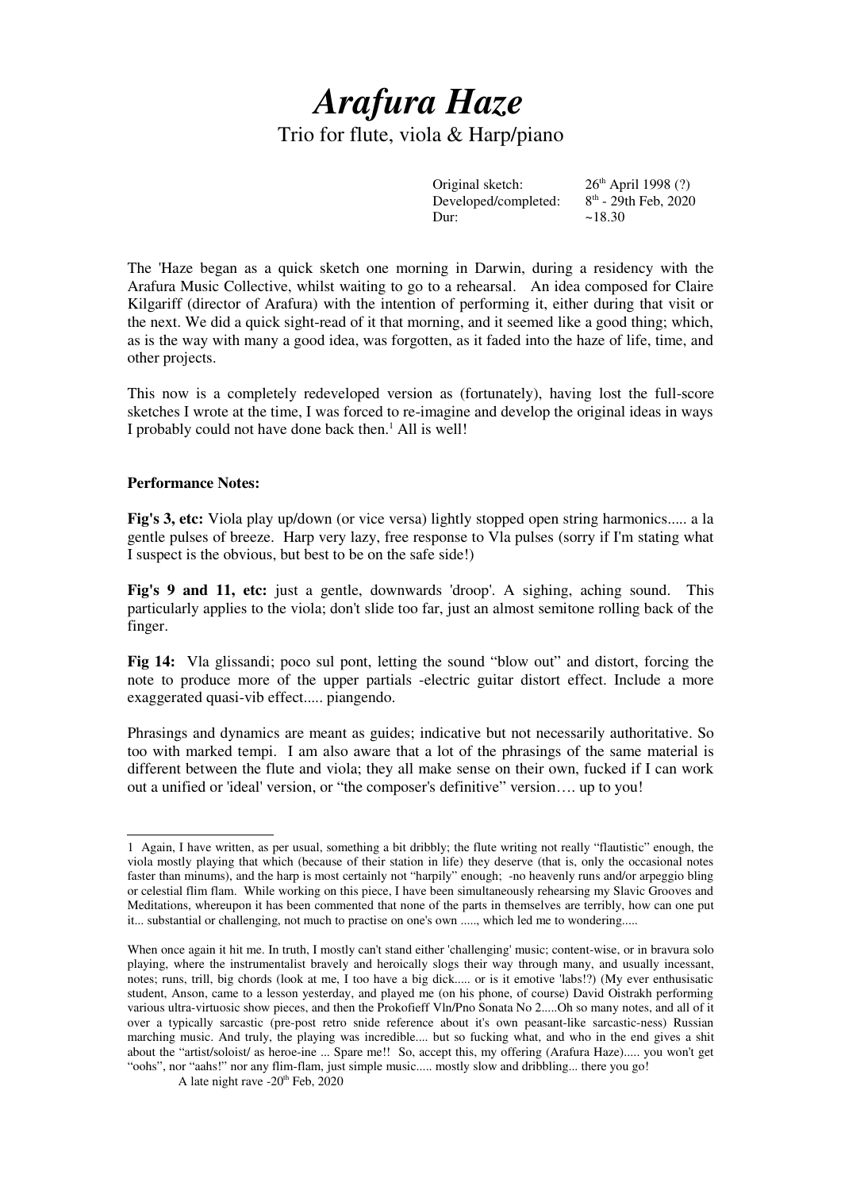# *Arafura Haze*

Trio for flute, viola & Harp/piano

| | |
|---|---|
| Original sketch: | 26th April 1998 (?) |
| Developed/completed: | 8th - 29th Feb, 2020 |
| Dur: | ~18.30 |

The 'Haze began as a quick sketch one morning in Darwin, during a residency with the Arafura Music Collective, whilst waiting to go to a rehearsal. An idea composed for Claire Kilgariff (director of Arafura) with the intention of performing it, either during that visit or the next. We did a quick sight-read of it that morning, and it seemed like a good thing; which, as is the way with many a good idea, was forgotten, as it faded into the haze of life, time, and other projects.

This now is a completely redeveloped version as (fortunately), having lost the full-score sketches I wrote at the time, I was forced to re-imagine and develop the original ideas in ways I probably could not have done back then.[1] All is well!

**Performance Notes:**

**Fig's 3, etc:** Viola play up/down (or vice versa) lightly stopped open string harmonics..... a la gentle pulses of breeze. Harp very lazy, free response to Vla pulses (sorry if I'm stating what I suspect is the obvious, but best to be on the safe side!)

**Fig's 9 and 11, etc:** just a gentle, downwards 'droop'. A sighing, aching sound. This particularly applies to the viola; don't slide too far, just an almost semitone rolling back of the finger.

**Fig 14:** Vla glissandi; poco sul pont, letting the sound "blow out" and distort, forcing the note to produce more of the upper partials -electric guitar distort effect. Include a more exaggerated quasi-vib effect..... piangendo.

Phrasings and dynamics are meant as guides; indicative but not necessarily authoritative. So too with marked tempi. I am also aware that a lot of the phrasings of the same material is different between the flute and viola; they all make sense on their own, fucked if I can work out a unified or 'ideal' version, or "the composer's definitive" version…. up to you!

---

1 Again, I have written, as per usual, something a bit dribbly; the flute writing not really "flautistic" enough, the viola mostly playing that which (because of their station in life) they deserve (that is, only the occasional notes faster than minums), and the harp is most certainly not "harpily" enough; -no heavenly runs and/or arpeggio bling or celestial flim flam. While working on this piece, I have been simultaneously rehearsing my Slavic Grooves and Meditations, whereupon it has been commented that none of the parts in themselves are terribly, how can one put it... substantial or challenging, not much to practise on one's own ....., which led me to wondering.....

When once again it hit me. In truth, I mostly can't stand either 'challenging' music; content-wise, or in bravura solo playing, where the instrumentalist bravely and heroically slogs their way through many, and usually incessant, notes; runs, trill, big chords (look at me, I too have a big dick..... or is it emotive 'labs!?) (My ever enthusisatic student, Anson, came to a lesson yesterday, and played me (on his phone, of course) David Oistrakh performing various ultra-virtuosic show pieces, and then the Prokofieff Vln/Pno Sonata No 2.....Oh so many notes, and all of it over a typically sarcastic (pre-post retro snide reference about it's own peasant-like sarcastic-ness) Russian marching music. And truly, the playing was incredible.... but so fucking what, and who in the end gives a shit about the "artist/soloist/ as heroe-ine ... Spare me!! So, accept this, my offering (Arafura Haze)..... you won't get "oohs", nor "aahs!" nor any flim-flam, just simple music..... mostly slow and dribbling... there you go!

A late night rave -20th Feb, 2020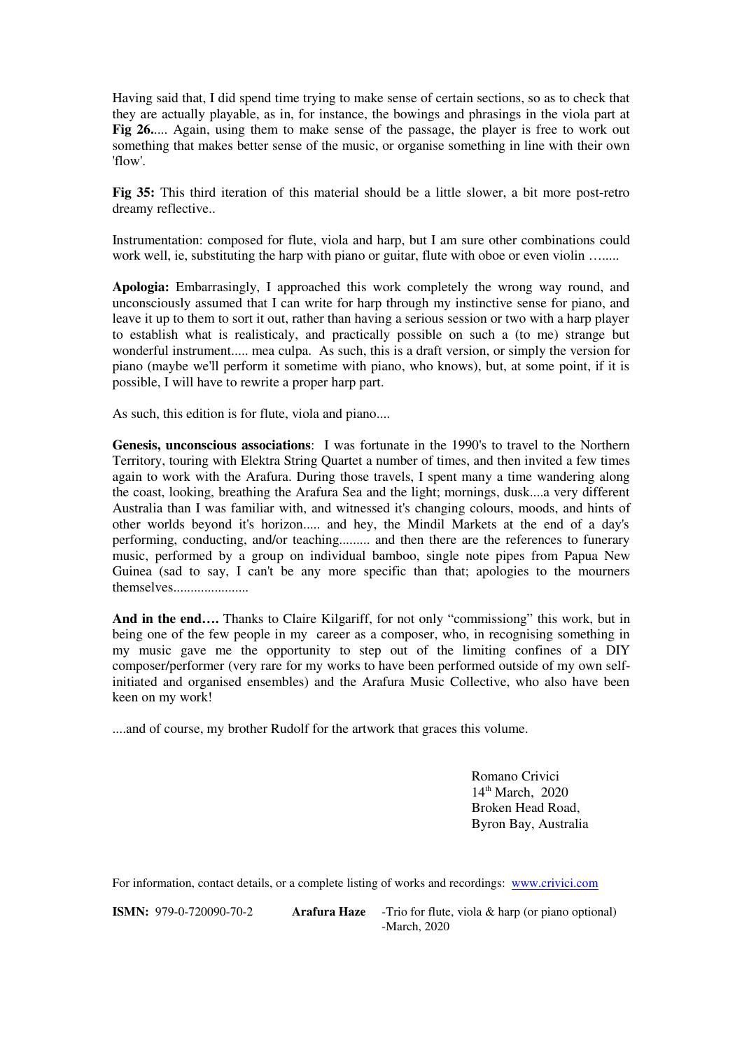Having said that, I did spend time trying to make sense of certain sections, so as to check that they are actually playable, as in, for instance, the bowings and phrasings in the viola part at **Fig 26.**.... Again, using them to make sense of the passage, the player is free to work out something that makes better sense of the music, or organise something in line with their own 'flow'.

**Fig 35:** This third iteration of this material should be a little slower, a bit more post-retro dreamy reflective..

Instrumentation: composed for flute, viola and harp, but I am sure other combinations could work well, ie, substituting the harp with piano or guitar, flute with oboe or even violin …......

**Apologia:** Embarrasingly, I approached this work completely the wrong way round, and unconsciously assumed that I can write for harp through my instinctive sense for piano, and leave it up to them to sort it out, rather than having a serious session or two with a harp player to establish what is realisticaly, and practically possible on such a (to me) strange but wonderful instrument..... mea culpa. As such, this is a draft version, or simply the version for piano (maybe we'll perform it sometime with piano, who knows), but, at some point, if it is possible, I will have to rewrite a proper harp part.

As such, this edition is for flute, viola and piano....

**Genesis, unconscious associations**: I was fortunate in the 1990's to travel to the Northern Territory, touring with Elektra String Quartet a number of times, and then invited a few times again to work with the Arafura. During those travels, I spent many a time wandering along the coast, looking, breathing the Arafura Sea and the light; mornings, dusk....a very different Australia than I was familiar with, and witnessed it's changing colours, moods, and hints of other worlds beyond it's horizon..... and hey, the Mindil Markets at the end of a day's performing, conducting, and/or teaching......... and then there are the references to funerary music, performed by a group on individual bamboo, single note pipes from Papua New Guinea (sad to say, I can't be any more specific than that; apologies to the mourners themselves.....................

**And in the end….** Thanks to Claire Kilgariff, for not only "commissiong" this work, but in being one of the few people in my career as a composer, who, in recognising something in my music gave me the opportunity to step out of the limiting confines of a DIY composer/performer (very rare for my works to have been performed outside of my own self-initiated and organised ensembles) and the Arafura Music Collective, who also have been keen on my work!

....and of course, my brother Rudolf for the artwork that graces this volume.

Romano Crivici
14th March, 2020
Broken Head Road,
Byron Bay, Australia

For information, contact details, or a complete listing of works and recordings: www.crivici.com

**ISMN:** 979-0-720090-70-2 **Arafura Haze** -Trio for flute, viola & harp (or piano optional) -March, 2020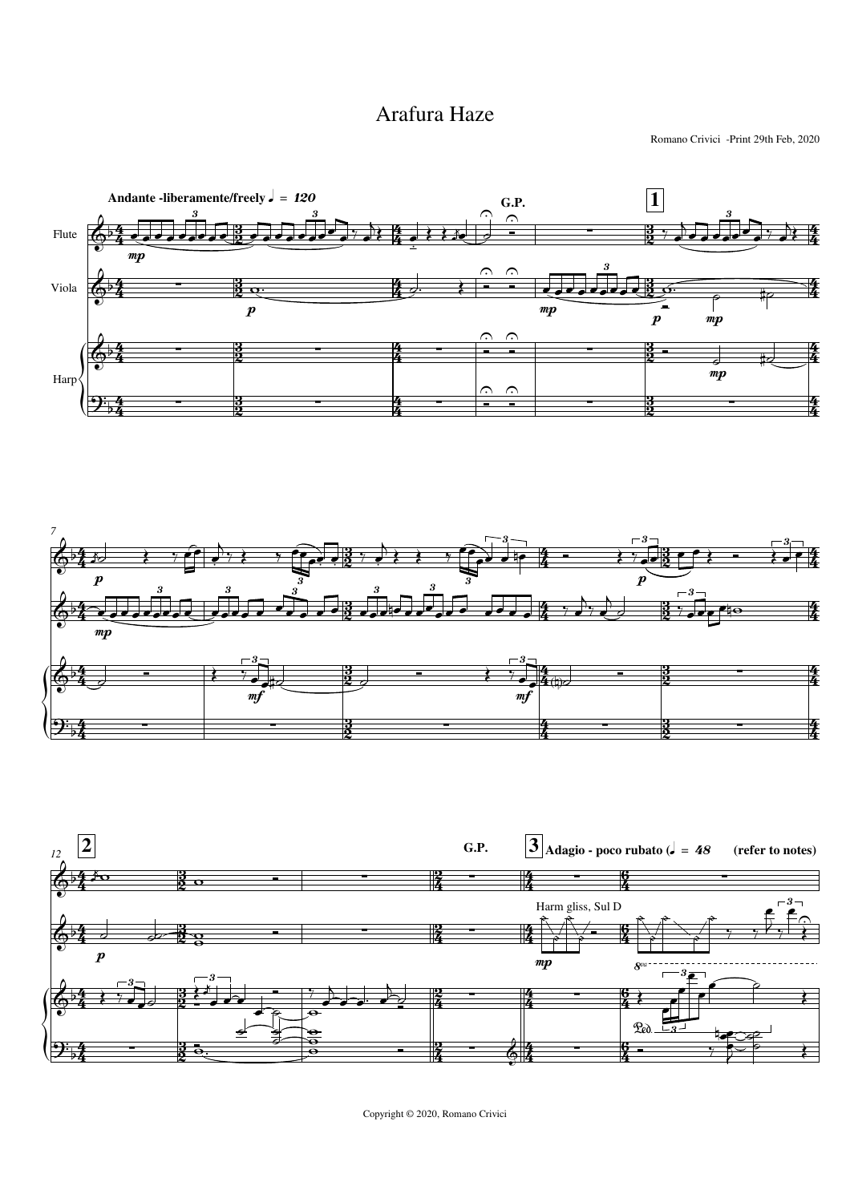# Arafura Haze

Romano Crivici -Print 29th Feb, 2020

Andante -liberamente/freely ♩ = 120

Flute

Viola

Harp

G.P.

1

2

G.P.

3 Adagio - poco rubato (♩ = 48 (refer to notes)

Harm gliss, Sul D

Copyright © 2020, Romano Crivici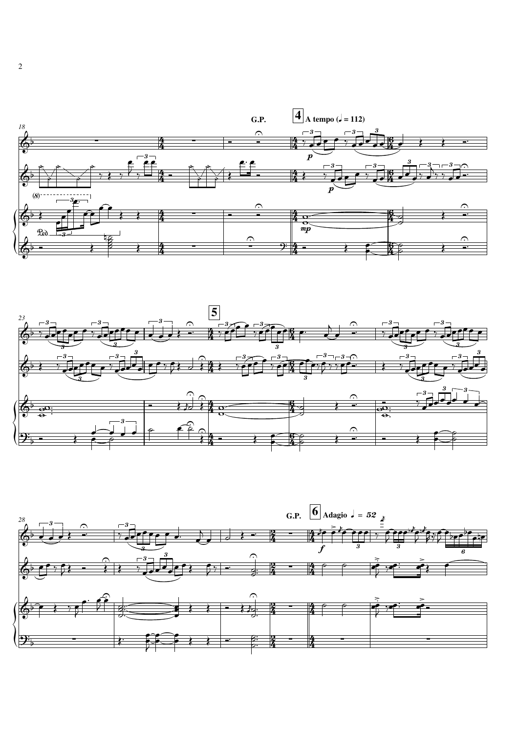G.P.

**4** A tempo (♩ = 112)

**5**

G.P.

**6** Adagio ♩ = 52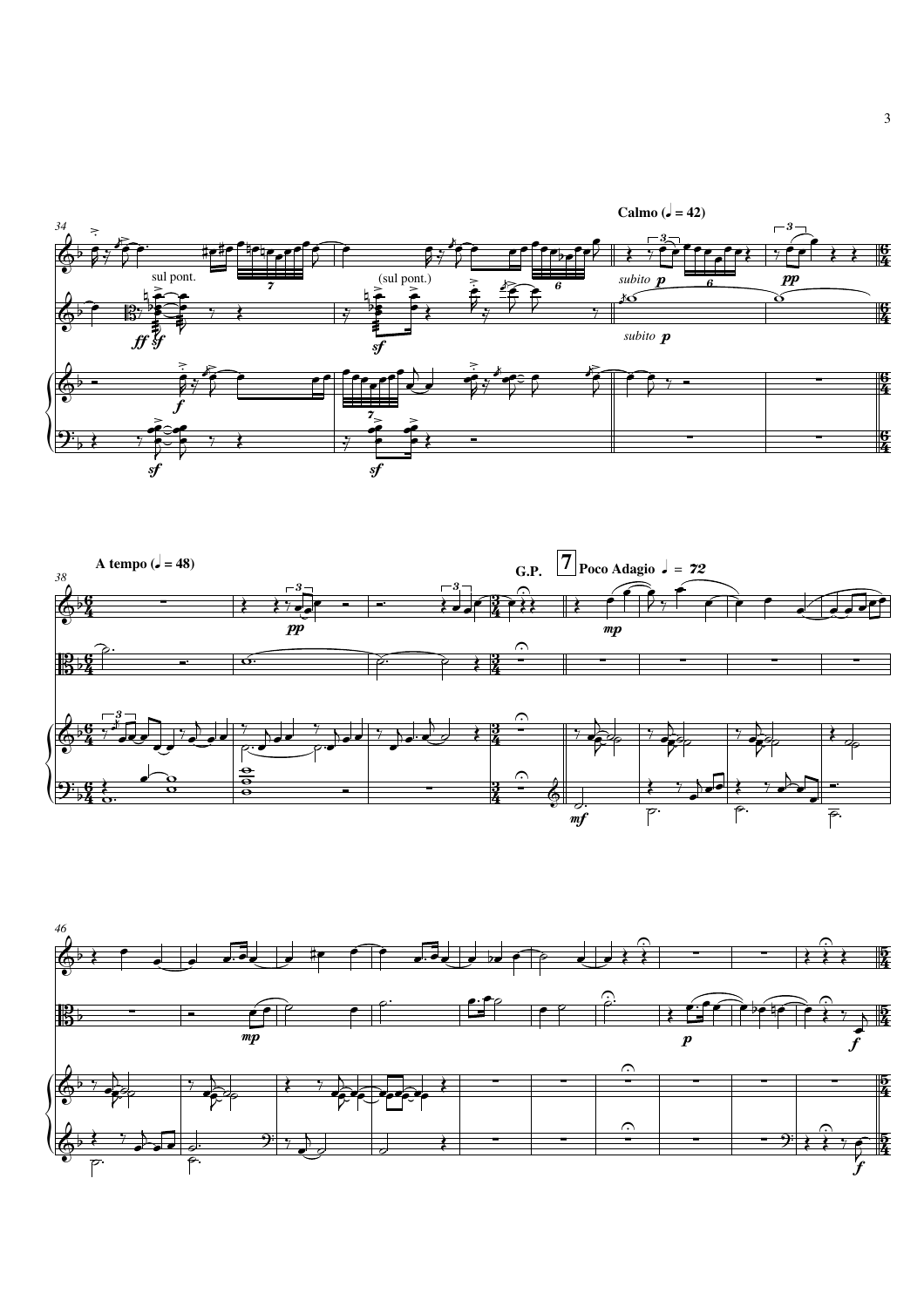Calmo (♩ = 42)

sul pont.

(sul pont.)

*subito* **p**

**pp**

*subito* **p**

A tempo (♩ = 48)

G.P.

**7** Poco Adagio ♩ = 72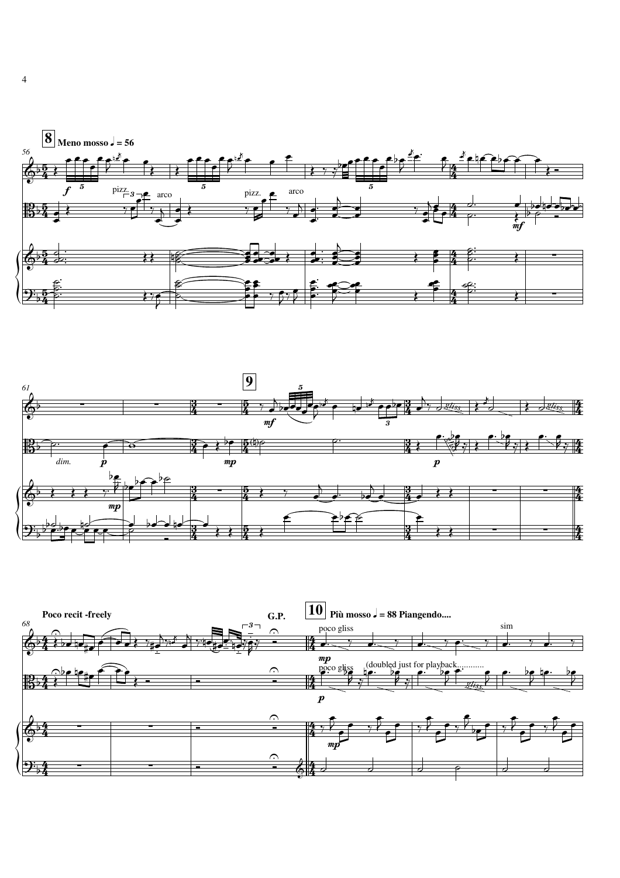**8** **Meno mosso ♩ = 56**

pizz. arco pizz. arco

*dim.*

**9**

**Poco recit -freely**

**G.P.**

**10** **Più mosso ♩ = 88 Piangendo....**

poco gliss

poco gliss (doubled just for playback............

sim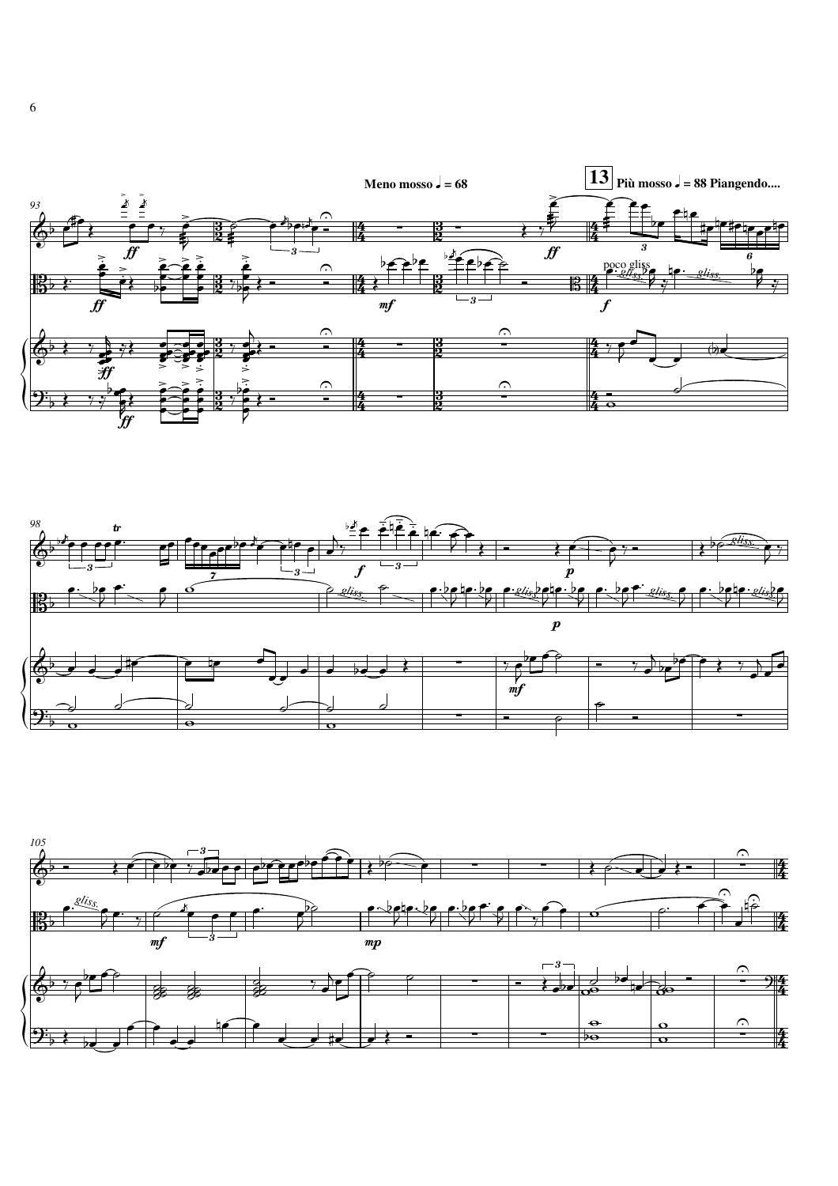Meno mosso ♩ = 68

**13** Più mosso ♩ = 88 Piangendo....

poco gliss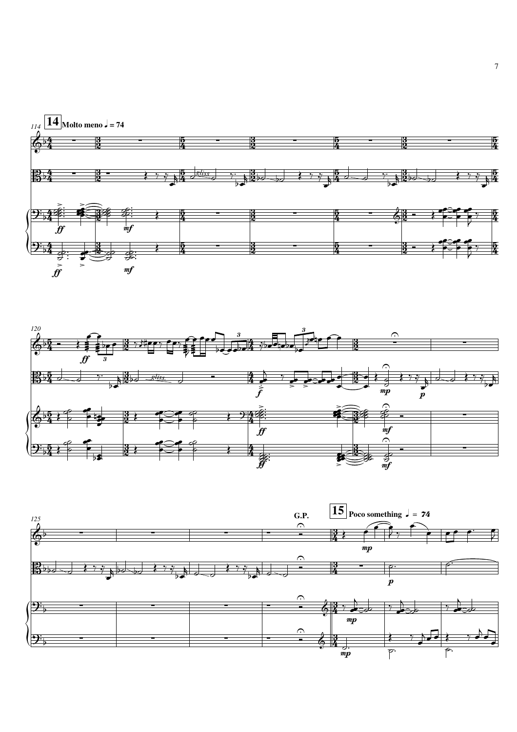**14** Molto meno ♩ = 74

**15** Poco something ♩ = 74

G.P.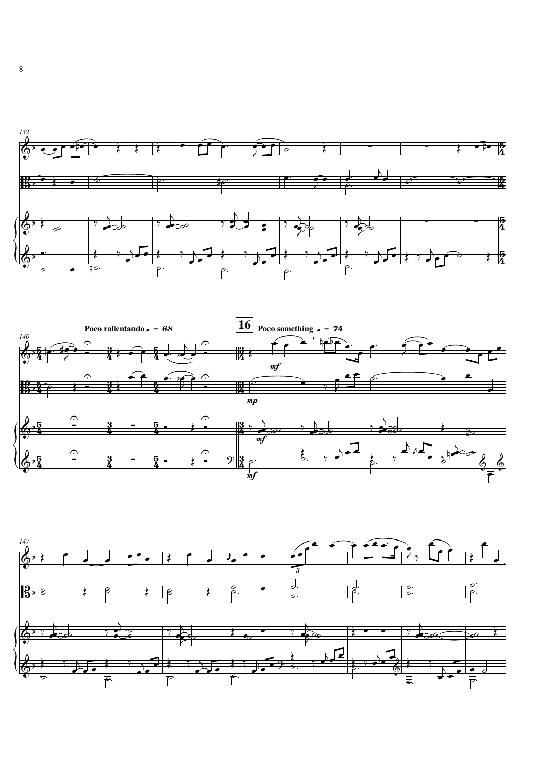Poco rallentando ♩ = 68

16 Poco something ♩ = 74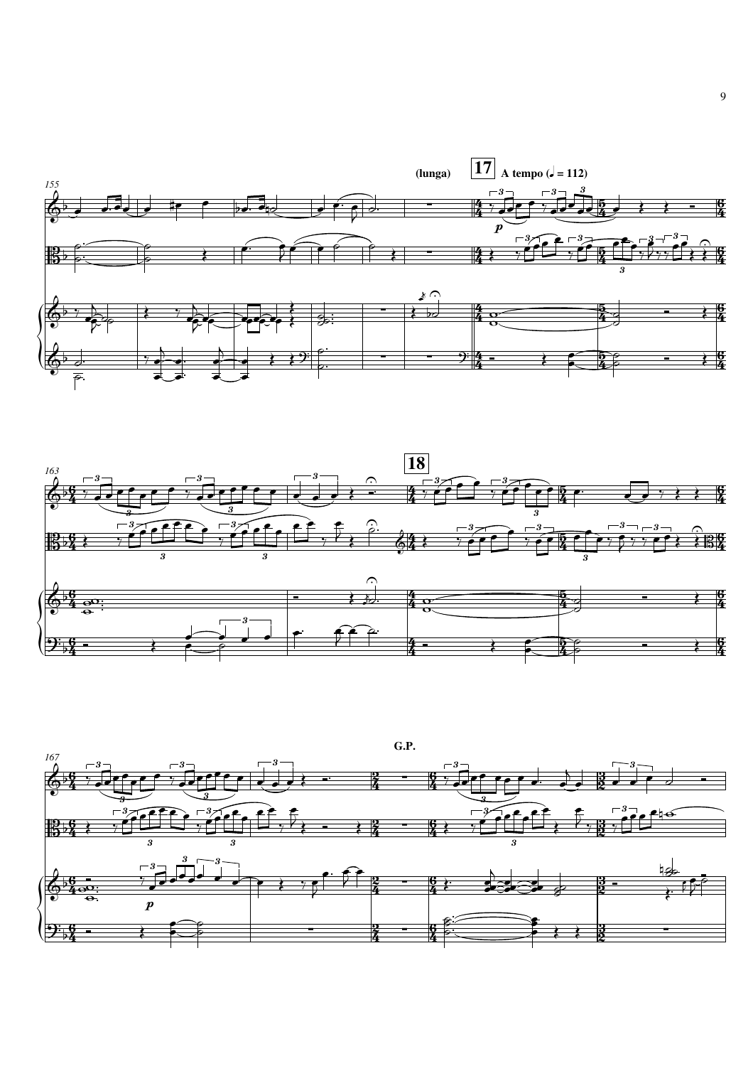(lunga)

**17** A tempo (♩ = 112)

**18**

G.P.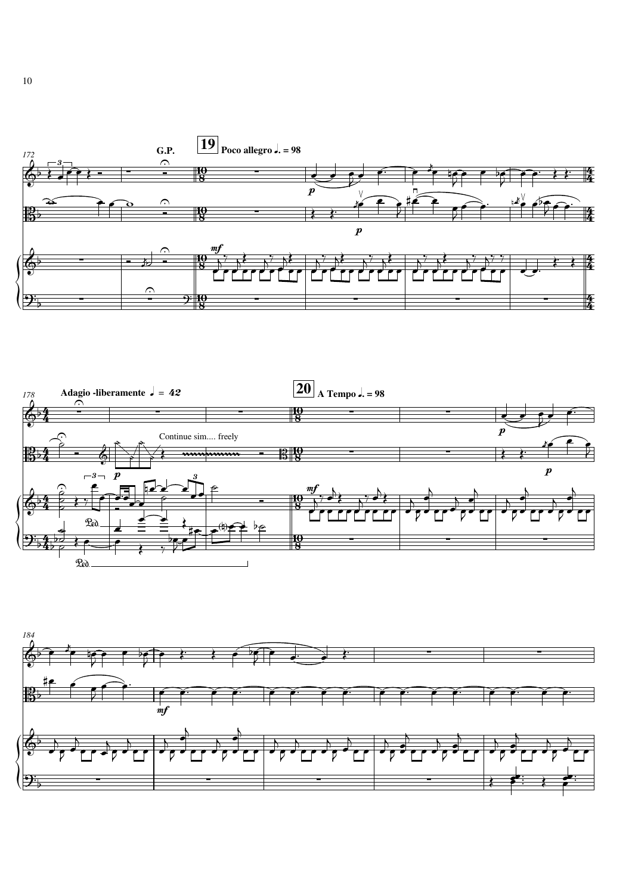G.P.

**19** **Poco allegro ♩. = 98**

**Adagio -liberamente ♩ = 42**

Continue sim.... freely

**20** **A Tempo ♩. = 98**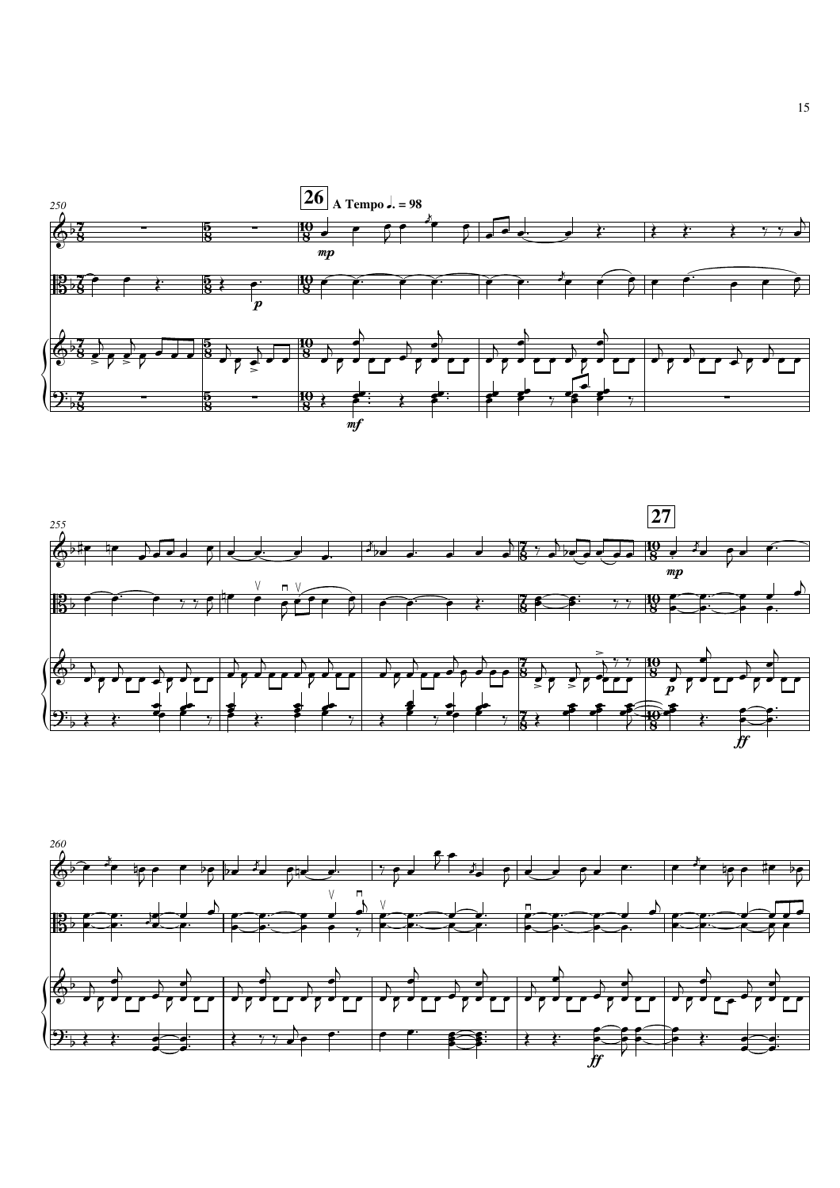**26** A Tempo ♩. = 98

**27**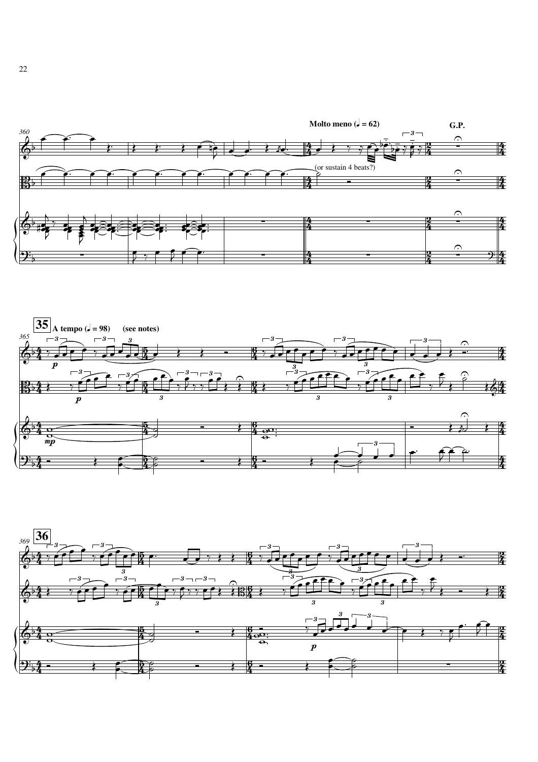Molto meno (♩ = 62)

G.P.

(or sustain 4 beats?)

**35** A tempo (♩ = 98) (see notes)

**36**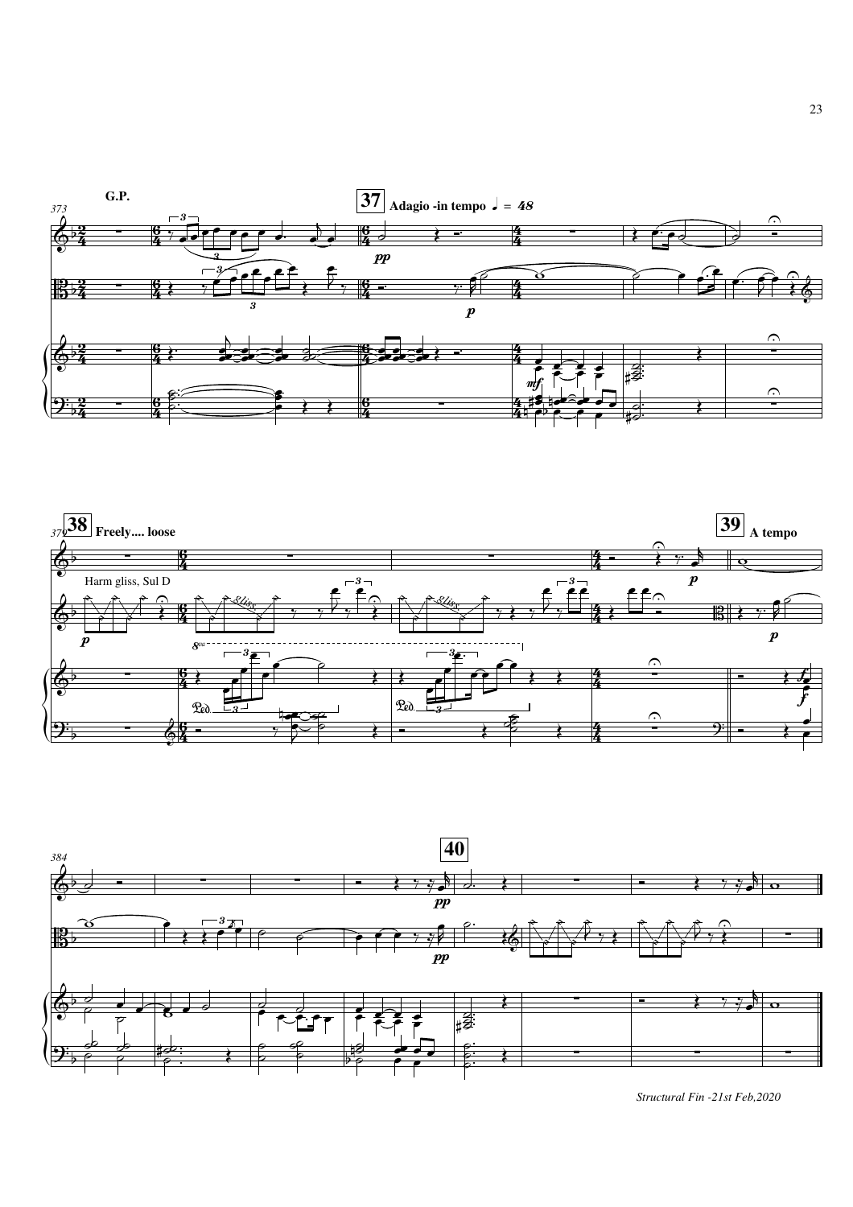G.P.

**37** Adagio -in tempo ♩ = 48

**38** Freely.... loose

Harm gliss, Sul D

gliss

**39** A tempo

**40**

*Structural Fin -21st Feb,2020*